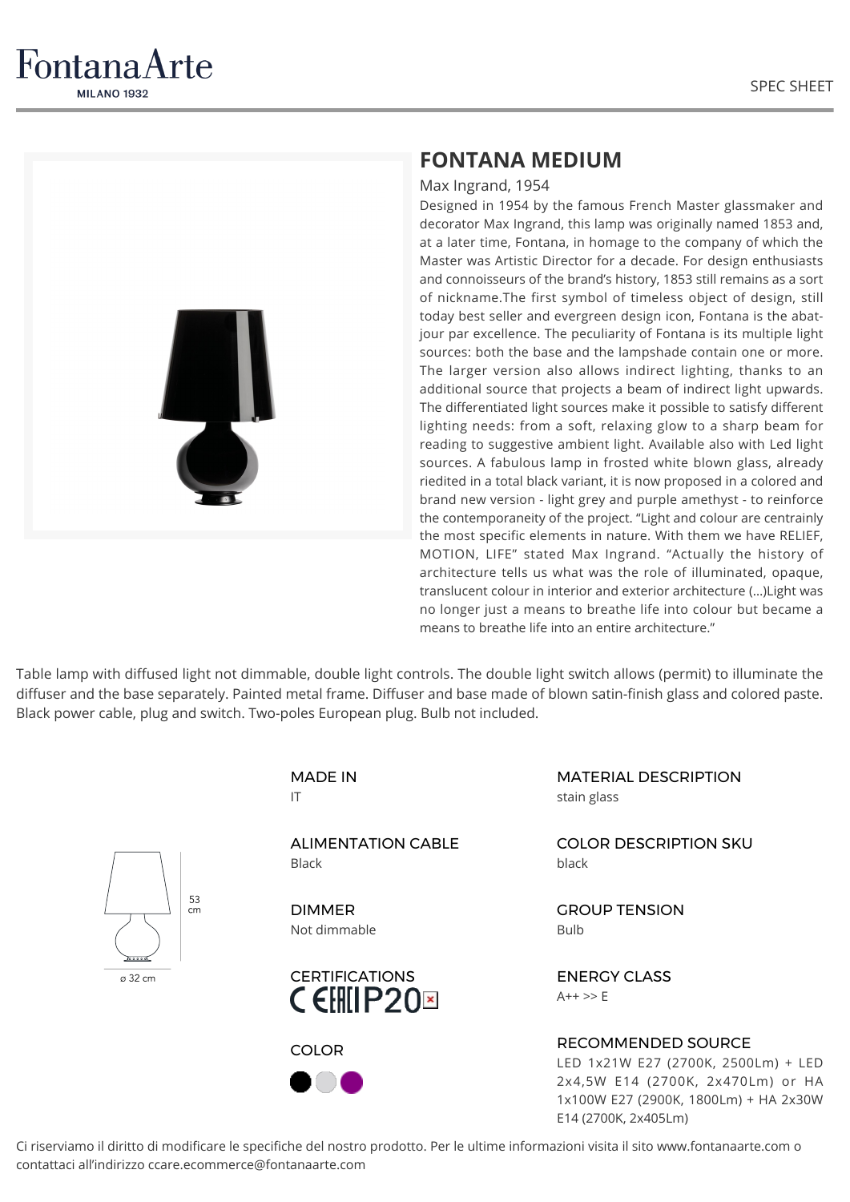FontanaArte
MILANO 1932

SPEC SHEET

## FONTANA MEDIUM

Max Ingrand, 1954

Designed in 1954 by the famous French Master glassmaker and decorator Max Ingrand, this lamp was originally named 1853 and, at a later time, Fontana, in homage to the company of which the Master was Artistic Director for a decade. For design enthusiasts and connoisseurs of the brand's history, 1853 still remains as a sort of nickname.The first symbol of timeless object of design, still today best seller and evergreen design icon, Fontana is the abat-jour par excellence. The peculiarity of Fontana is its multiple light sources: both the base and the lampshade contain one or more. The larger version also allows indirect lighting, thanks to an additional source that projects a beam of indirect light upwards. The differentiated light sources make it possible to satisfy different lighting needs: from a soft, relaxing glow to a sharp beam for reading to suggestive ambient light. Available also with Led light sources. A fabulous lamp in frosted white blown glass, already riedited in a total black variant, it is now proposed in a colored and brand new version - light grey and purple amethyst - to reinforce the contemporaneity of the project. "Light and colour are centrainly the most specific elements in nature. With them we have RELIEF, MOTION, LIFE" stated Max Ingrand. "Actually the history of architecture tells us what was the role of illuminated, opaque, translucent colour in interior and exterior architecture (...)Light was no longer just a means to breathe life into colour but became a means to breathe life into an entire architecture."

Table lamp with diffused light not dimmable, double light controls. The double light switch allows (permit) to illuminate the diffuser and the base separately. Painted metal frame. Diffuser and base made of blown satin-finish glass and colored paste. Black power cable, plug and switch. Two-poles European plug. Bulb not included.

53 cm

ø 32 cm

MADE IN
IT

ALIMENTATION CABLE
Black

DIMMER
Not dimmable

CERTIFICATIONS
CE EAC IP20

COLOR

MATERIAL DESCRIPTION
stain glass

COLOR DESCRIPTION SKU
black

GROUP TENSION
Bulb

ENERGY CLASS
A++ >> E

RECOMMENDED SOURCE
LED 1x21W E27 (2700K, 2500Lm) + LED 2x4,5W E14 (2700K, 2x470Lm) or HA 1x100W E27 (2900K, 1800Lm) + HA 2x30W E14 (2700K, 2x405Lm)

Ci riserviamo il diritto di modificare le specifiche del nostro prodotto. Per le ultime informazioni visita il sito www.fontanaarte.com o contattaci all'indirizzo ccare.ecommerce@fontanaarte.com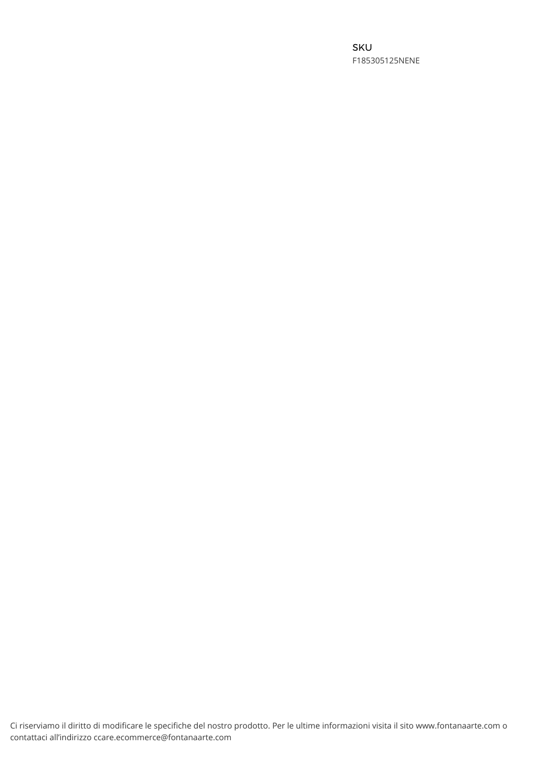SKU

F185305125NENE

Ci riserviamo il diritto di modificare le specifiche del nostro prodotto. Per le ultime informazioni visita il sito www.fontanaarte.com o contattaci all'indirizzo ccare.ecommerce@fontanaarte.com